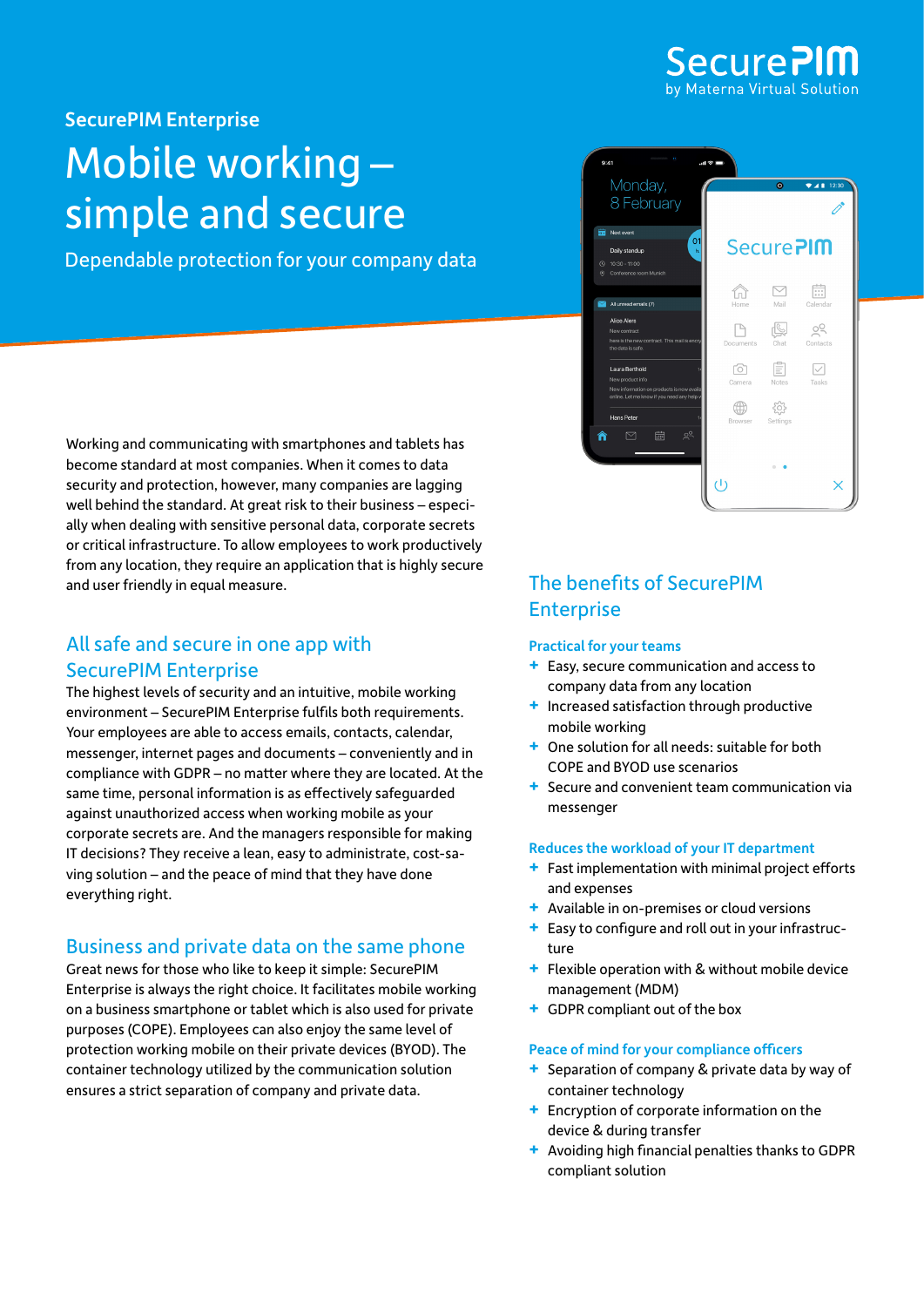SecurePIM by Materna Virtual Solution

## SecurePIM Enterprise

# Mobile working – simple and secure

Dependable protection for your company data

Working and communicating with smartphones and tablets has become standard at most companies. When it comes to data security and protection, however, many companies are lagging well behind the standard. At great risk to their business – especially when dealing with sensitive personal data, corporate secrets or critical infrastructure. To allow employees to work productively from any location, they require an application that is highly secure and user friendly in equal measure.

## All safe and secure in one app with SecurePIM Enterprise

The highest levels of security and an intuitive, mobile working environment – SecurePIM Enterprise fulfils both requirements. Your employees are able to access emails, contacts, calendar, messenger, internet pages and documents – conveniently and in compliance with GDPR – no matter where they are located. At the same time, personal information is as effectively safeguarded against unauthorized access when working mobile as your corporate secrets are. And the managers responsible for making IT decisions? They receive a lean, easy to administrate, cost-saving solution – and the peace of mind that they have done everything right.

## Business and private data on the same phone

Great news for those who like to keep it simple: SecurePIM Enterprise is always the right choice. It facilitates mobile working on a business smartphone or tablet which is also used for private purposes (COPE). Employees can also enjoy the same level of protection working mobile on their private devices (BYOD). The container technology utilized by the communication solution ensures a strict separation of company and private data.

## The benefits of SecurePIM Enterprise

### Practical for your teams

- Easy, secure communication and access to company data from any location
- Increased satisfaction through productive mobile working
- One solution for all needs: suitable for both COPE and BYOD use scenarios
- Secure and convenient team communication via messenger

### Reduces the workload of your IT department

- Fast implementation with minimal project efforts and expenses
- Available in on-premises or cloud versions
- Easy to configure and roll out in your infrastructure
- Flexible operation with & without mobile device management (MDM)
- GDPR compliant out of the box

### Peace of mind for your compliance officers

- Separation of company & private data by way of container technology
- Encryption of corporate information on the device & during transfer
- Avoiding high financial penalties thanks to GDPR compliant solution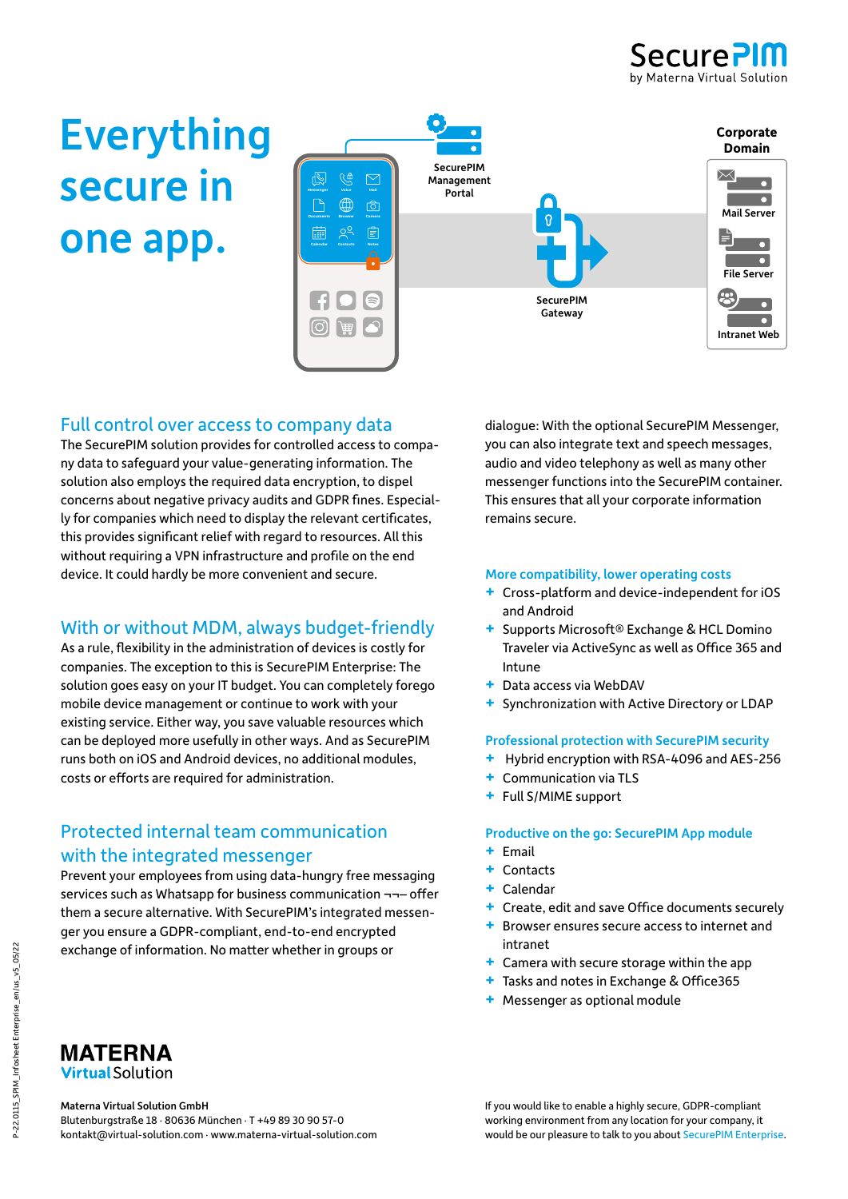SecurePIM
by Materna Virtual Solution

# Everything secure in one app.

SecurePIM Management Portal

Corporate Domain

Mail Server

File Server

Intranet Web

SecurePIM Gateway

## Full control over access to company data

The SecurePIM solution provides for controlled access to company data to safeguard your value-generating information. The solution also employs the required data encryption, to dispel concerns about negative privacy audits and GDPR fines. Especially for companies which need to display the relevant certificates, this provides significant relief with regard to resources. All this without requiring a VPN infrastructure and profile on the end device. It could hardly be more convenient and secure.

## With or without MDM, always budget-friendly

As a rule, flexibility in the administration of devices is costly for companies. The exception to this is SecurePIM Enterprise: The solution goes easy on your IT budget. You can completely forego mobile device management or continue to work with your existing service. Either way, you save valuable resources which can be deployed more usefully in other ways. And as SecurePIM runs both on iOS and Android devices, no additional modules, costs or efforts are required for administration.

## Protected internal team communication with the integrated messenger

Prevent your employees from using data-hungry free messaging services such as Whatsapp for business communication ¬¬– offer them a secure alternative. With SecurePIM's integrated messenger you ensure a GDPR-compliant, end-to-end encrypted exchange of information. No matter whether in groups or dialogue: With the optional SecurePIM Messenger, you can also integrate text and speech messages, audio and video telephony as well as many other messenger functions into the SecurePIM container. This ensures that all your corporate information remains secure.

### More compatibility, lower operating costs

+ Cross-platform and device-independent for iOS and Android
+ Supports Microsoft® Exchange & HCL Domino Traveler via ActiveSync as well as Office 365 and Intune
+ Data access via WebDAV
+ Synchronization with Active Directory or LDAP

### Professional protection with SecurePIM security

+ Hybrid encryption with RSA-4096 and AES-256
+ Communication via TLS
+ Full S/MIME support

### Productive on the go: SecurePIM App module

+ Email
+ Contacts
+ Calendar
+ Create, edit and save Office documents securely
+ Browser ensures secure access to internet and intranet
+ Camera with secure storage within the app
+ Tasks and notes in Exchange & Office365
+ Messenger as optional module

MATERNA
Virtual Solution

**Materna Virtual Solution GmbH**
Blutenburgstraße 18 · 80636 München · T +49 89 30 90 57-0
kontakt@virtual-solution.com · www.materna-virtual-solution.com

If you would like to enable a highly secure, GDPR-compliant working environment from any location for your company, it would be our pleasure to talk to you about SecurePIM Enterprise.

P-22.0115_SPIM_Infosheet Enterprise_en/us_v5_05/22